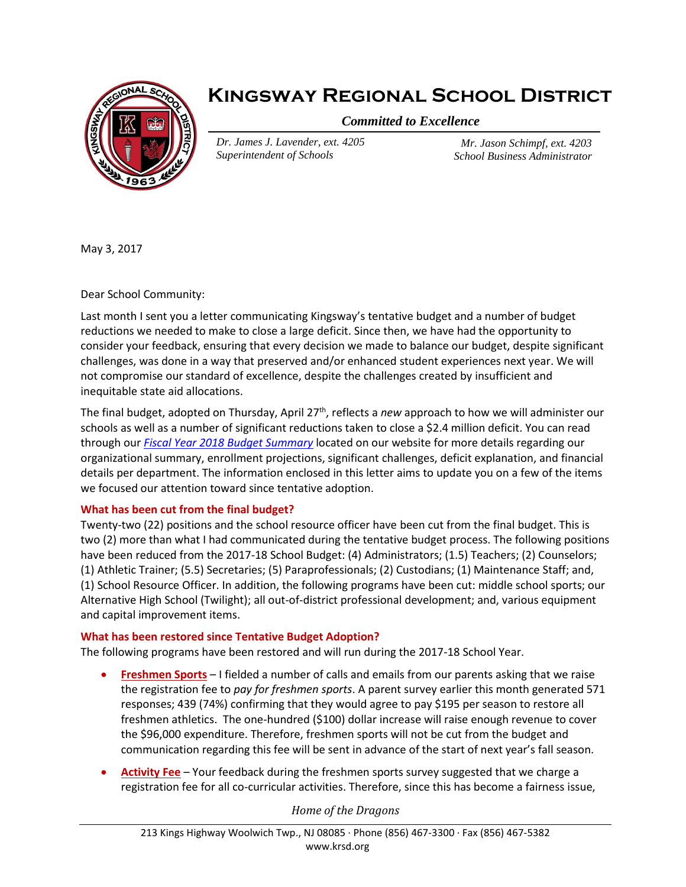# Kingsway Regional School District

***Committed to Excellence***

*Dr. James J. Lavender, ext. 4205*
*Superintendent of Schools*

*Mr. Jason Schimpf, ext. 4203*
*School Business Administrator*

May 3, 2017

Dear School Community:

Last month I sent you a letter communicating Kingsway's tentative budget and a number of budget reductions we needed to make to close a large deficit. Since then, we have had the opportunity to consider your feedback, ensuring that every decision we made to balance our budget, despite significant challenges, was done in a way that preserved and/or enhanced student experiences next year. We will not compromise our standard of excellence, despite the challenges created by insufficient and inequitable state aid allocations.

The final budget, adopted on Thursday, April 27th, reflects a *new* approach to how we will administer our schools as well as a number of significant reductions taken to close a $2.4 million deficit. You can read through our [*Fiscal Year 2018 Budget Summary*]() located on our website for more details regarding our organizational summary, enrollment projections, significant challenges, deficit explanation, and financial details per department. The information enclosed in this letter aims to update you on a few of the items we focused our attention toward since tentative adoption.

### What has been cut from the final budget?

Twenty-two (22) positions and the school resource officer have been cut from the final budget. This is two (2) more than what I had communicated during the tentative budget process. The following positions have been reduced from the 2017-18 School Budget: (4) Administrators; (1.5) Teachers; (2) Counselors; (1) Athletic Trainer; (5.5) Secretaries; (5) Paraprofessionals; (2) Custodians; (1) Maintenance Staff; and, (1) School Resource Officer. In addition, the following programs have been cut: middle school sports; our Alternative High School (Twilight); all out-of-district professional development; and, various equipment and capital improvement items.

### What has been restored since Tentative Budget Adoption?

The following programs have been restored and will run during the 2017-18 School Year.

- **Freshmen Sports** – I fielded a number of calls and emails from our parents asking that we raise the registration fee to *pay for freshmen sports*. A parent survey earlier this month generated 571 responses; 439 (74%) confirming that they would agree to pay $195 per season to restore all freshmen athletics. The one-hundred ($100) dollar increase will raise enough revenue to cover the $96,000 expenditure. Therefore, freshmen sports will not be cut from the budget and communication regarding this fee will be sent in advance of the start of next year's fall season.
- **Activity Fee** – Your feedback during the freshmen sports survey suggested that we charge a registration fee for all co-curricular activities. Therefore, since this has become a fairness issue,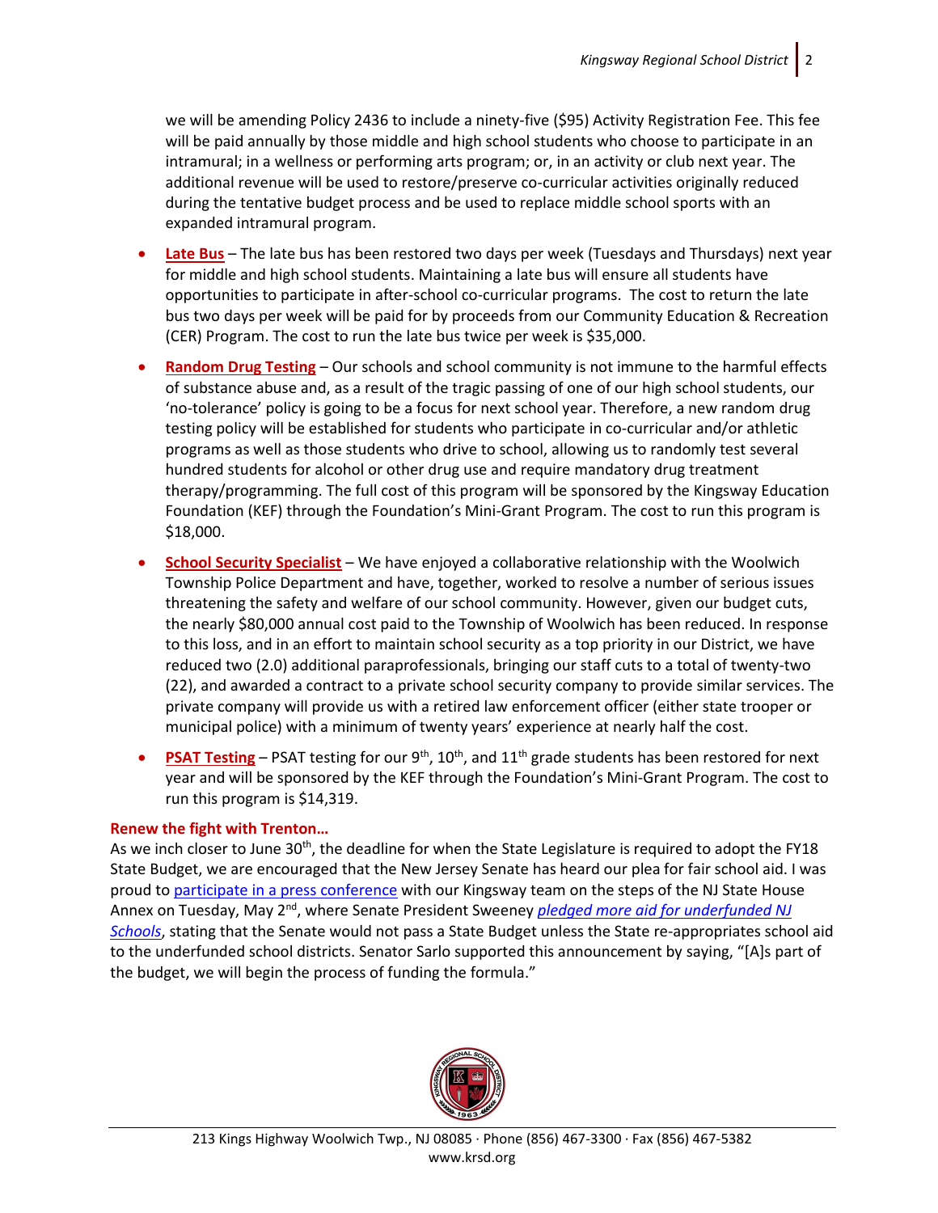we will be amending Policy 2436 to include a ninety-five ($95) Activity Registration Fee. This fee will be paid annually by those middle and high school students who choose to participate in an intramural; in a wellness or performing arts program; or, in an activity or club next year. The additional revenue will be used to restore/preserve co-curricular activities originally reduced during the tentative budget process and be used to replace middle school sports with an expanded intramural program.

- **Late Bus** – The late bus has been restored two days per week (Tuesdays and Thursdays) next year for middle and high school students. Maintaining a late bus will ensure all students have opportunities to participate in after-school co-curricular programs. The cost to return the late bus two days per week will be paid for by proceeds from our Community Education & Recreation (CER) Program. The cost to run the late bus twice per week is $35,000.
- **Random Drug Testing** – Our schools and school community is not immune to the harmful effects of substance abuse and, as a result of the tragic passing of one of our high school students, our 'no-tolerance' policy is going to be a focus for next school year. Therefore, a new random drug testing policy will be established for students who participate in co-curricular and/or athletic programs as well as those students who drive to school, allowing us to randomly test several hundred students for alcohol or other drug use and require mandatory drug treatment therapy/programming. The full cost of this program will be sponsored by the Kingsway Education Foundation (KEF) through the Foundation's Mini-Grant Program. The cost to run this program is $18,000.
- **School Security Specialist** – We have enjoyed a collaborative relationship with the Woolwich Township Police Department and have, together, worked to resolve a number of serious issues threatening the safety and welfare of our school community. However, given our budget cuts, the nearly $80,000 annual cost paid to the Township of Woolwich has been reduced. In response to this loss, and in an effort to maintain school security as a top priority in our District, we have reduced two (2.0) additional paraprofessionals, bringing our staff cuts to a total of twenty-two (22), and awarded a contract to a private school security company to provide similar services. The private company will provide us with a retired law enforcement officer (either state trooper or municipal police) with a minimum of twenty years' experience at nearly half the cost.
- **PSAT Testing** – PSAT testing for our 9th, 10th, and 11th grade students has been restored for next year and will be sponsored by the KEF through the Foundation's Mini-Grant Program. The cost to run this program is $14,319.

**Renew the fight with Trenton…**

As we inch closer to June 30th, the deadline for when the State Legislature is required to adopt the FY18 State Budget, we are encouraged that the New Jersey Senate has heard our plea for fair school aid. I was proud to participate in a press conference with our Kingsway team on the steps of the NJ State House Annex on Tuesday, May 2nd, where Senate President Sweeney *pledged more aid for underfunded NJ Schools*, stating that the Senate would not pass a State Budget unless the State re-appropriates school aid to the underfunded school districts. Senator Sarlo supported this announcement by saying, "[A]s part of the budget, we will begin the process of funding the formula."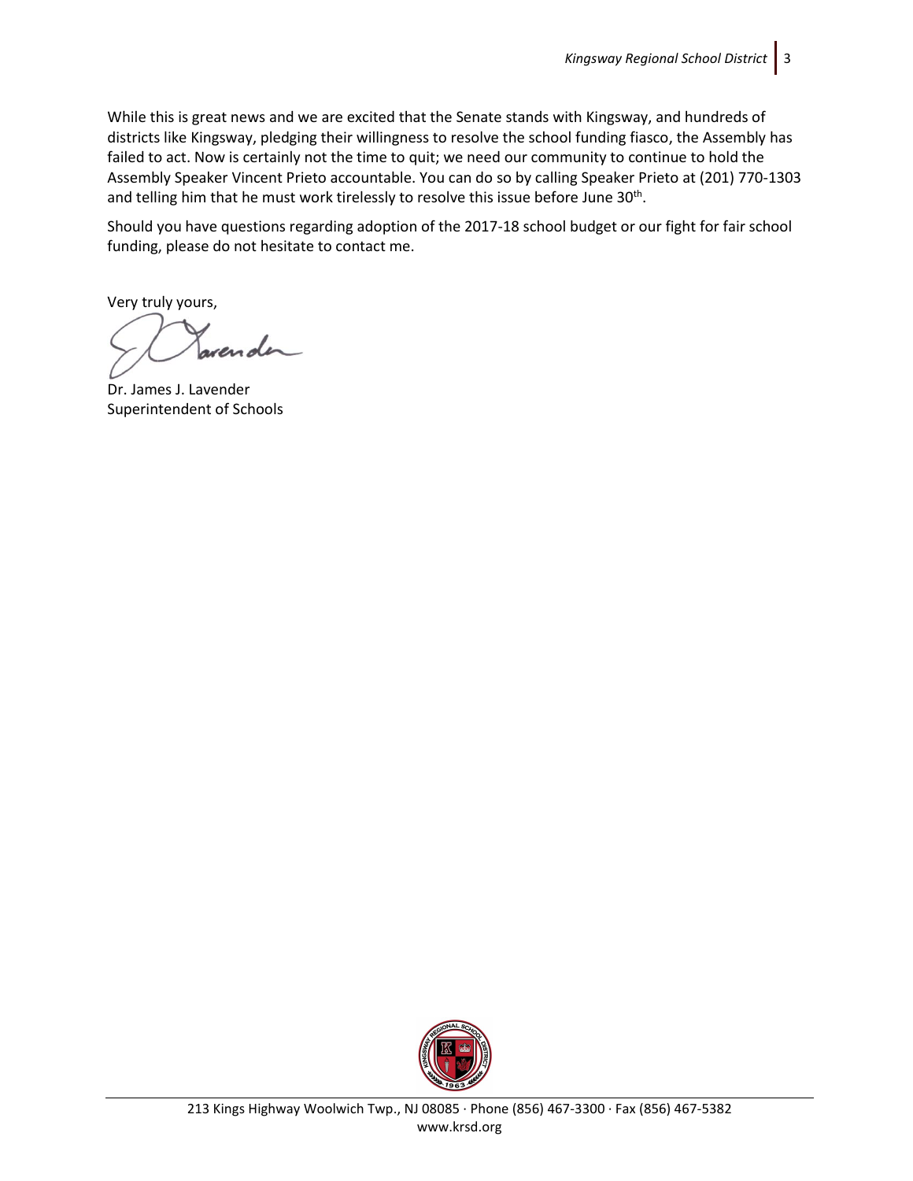While this is great news and we are excited that the Senate stands with Kingsway, and hundreds of districts like Kingsway, pledging their willingness to resolve the school funding fiasco, the Assembly has failed to act. Now is certainly not the time to quit; we need our community to continue to hold the Assembly Speaker Vincent Prieto accountable. You can do so by calling Speaker Prieto at (201) 770-1303 and telling him that he must work tirelessly to resolve this issue before June 30th.

Should you have questions regarding adoption of the 2017-18 school budget or our fight for fair school funding, please do not hesitate to contact me.

Very truly yours,

Dr. James J. Lavender
Superintendent of Schools

213 Kings Highway Woolwich Twp., NJ 08085 · Phone (856) 467-3300 · Fax (856) 467-5382
www.krsd.org